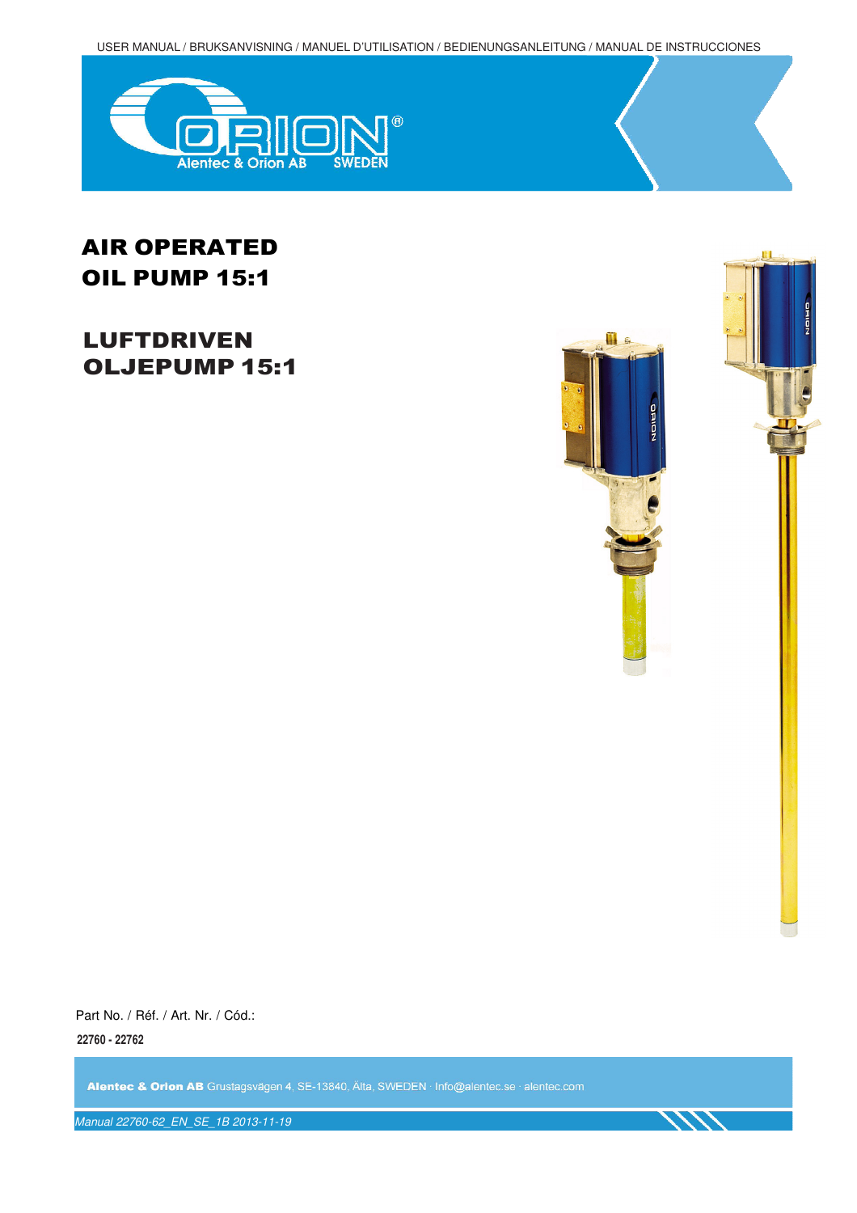USER MANUAL / BRUKSANVISNING / MANUEL D'UTILISATION / BEDIENUNGSANLEITUNG / MANUAL DE INSTRUCCIONES

# AIR OPERATED OIL PUMP 15:1

# LUFTDRIVEN OLJEPUMP 15:1

Part No. / Réf. / Art. Nr. / Cód.:

**22760 - 22762**

**Alentec & Orion AB** Grustagsvägen 4, SE-13840, Älta, SWEDEN · Info@alentec.se · alentec.com

*Manual 22760-62_EN_SE_1B 2013-11-19*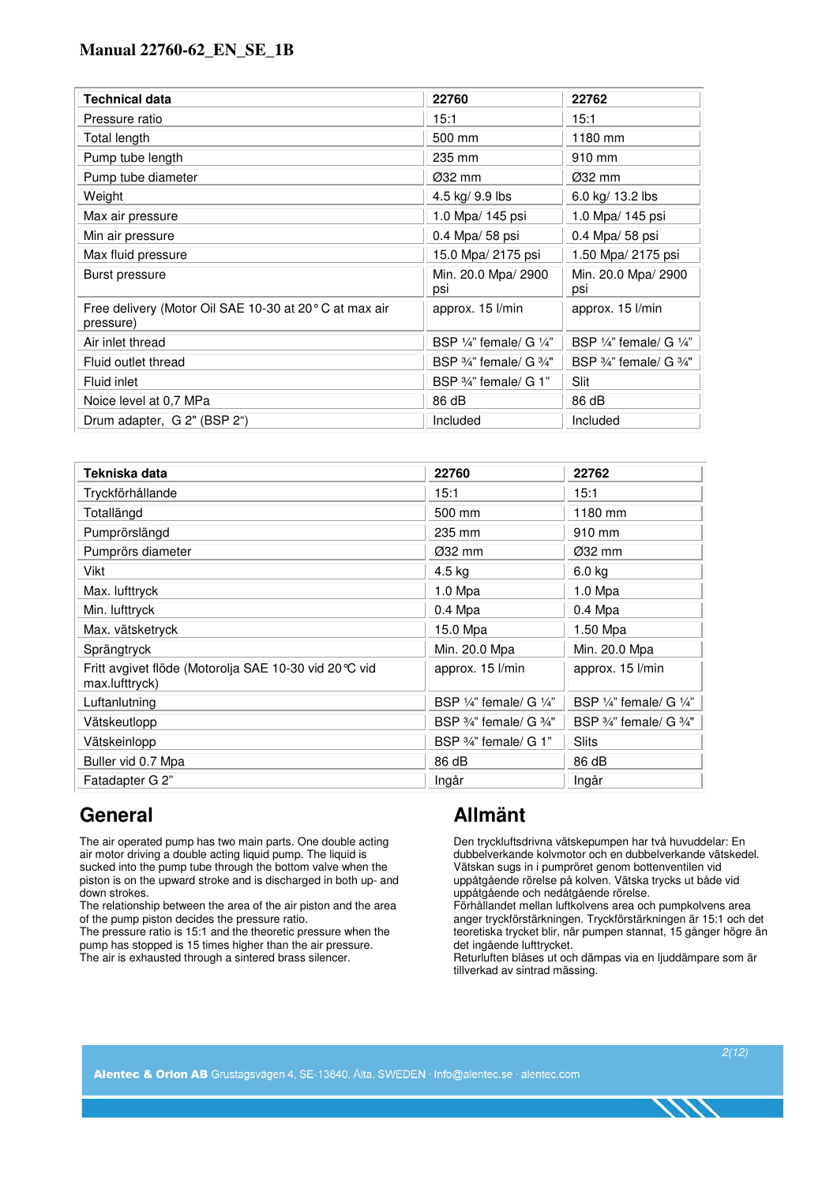| Technical data | 22760 | 22762 |
|---|---|---|
| Pressure ratio | 15:1 | 15:1 |
| Total length | 500 mm | 1180 mm |
| Pump tube length | 235 mm | 910 mm |
| Pump tube diameter | Ø32 mm | Ø32 mm |
| Weight | 4.5 kg/ 9.9 lbs | 6.0 kg/ 13.2 lbs |
| Max air pressure | 1.0 Mpa/ 145 psi | 1.0 Mpa/ 145 psi |
| Min air pressure | 0.4 Mpa/ 58 psi | 0.4 Mpa/ 58 psi |
| Max fluid pressure | 15.0 Mpa/ 2175 psi | 1.50 Mpa/ 2175 psi |
| Burst pressure | Min. 20.0 Mpa/ 2900 psi | Min. 20.0 Mpa/ 2900 psi |
| Free delivery (Motor Oil SAE 10-30 at 20° C at max air pressure) | approx. 15 l/min | approx. 15 l/min |
| Air inlet thread | BSP ¼" female/ G ¼" | BSP ¼" female/ G ¼" |
| Fluid outlet thread | BSP ¾" female/ G ¾" | BSP ¾" female/ G ¾" |
| Fluid inlet | BSP ¾" female/ G 1" | Slit |
| Noice level at 0,7 MPa | 86 dB | 86 dB |
| Drum adapter, G 2" (BSP 2") | Included | Included |

| Tekniska data | 22760 | 22762 |
|---|---|---|
| Tryckförhållande | 15:1 | 15:1 |
| Totallängd | 500 mm | 1180 mm |
| Pumprörslängd | 235 mm | 910 mm |
| Pumprörs diameter | Ø32 mm | Ø32 mm |
| Vikt | 4.5 kg | 6.0 kg |
| Max. lufttryck | 1.0 Mpa | 1.0 Mpa |
| Min. lufttryck | 0.4 Mpa | 0.4 Mpa |
| Max. vätsketryck | 15.0 Mpa | 1.50 Mpa |
| Sprängtryck | Min. 20.0 Mpa | Min. 20.0 Mpa |
| Fritt avgivet flöde (Motorolja SAE 10-30 vid 20°C vid max.lufttryck) | approx. 15 l/min | approx. 15 l/min |
| Luftanlutning | BSP ¼" female/ G ¼" | BSP ¼" female/ G ¼" |
| Vätskeutlopp | BSP ¾" female/ G ¾" | BSP ¾" female/ G ¾" |
| Vätskeinlopp | BSP ¾" female/ G 1" | Slits |
| Buller vid 0.7 Mpa | 86 dB | 86 dB |
| Fatadapter G 2" | Ingår | Ingår |

## General

The air operated pump has two main parts. One double acting air motor driving a double acting liquid pump. The liquid is sucked into the pump tube through the bottom valve when the piston is on the upward stroke and is discharged in both up- and down strokes.
The relationship between the area of the air piston and the area of the pump piston decides the pressure ratio.
The pressure ratio is 15:1 and the theoretic pressure when the pump has stopped is 15 times higher than the air pressure.
The air is exhausted through a sintered brass silencer.

## Allmänt

Den tryckluftsdrivna vätskepumpen har två huvuddelar: En dubbelverkande kolvmotor och en dubbelverkande vätskedel. Vätskan sugs in i pumpröret genom bottenventilen vid uppåtgående rörelse på kolven. Vätska trycks ut både vid uppåtgående och nedåtgående rörelse.
Förhållandet mellan luftkolvens area och pumpkolvens area anger tryckförstärkningen. Tryckförstärkningen är 15:1 och det teoretiska trycket blir, när pumpen stannat, 15 gånger högre än det ingående lufttrycket.
Returluften blåses ut och dämpas via en ljuddämpare som är tillverkad av sintrad mässing.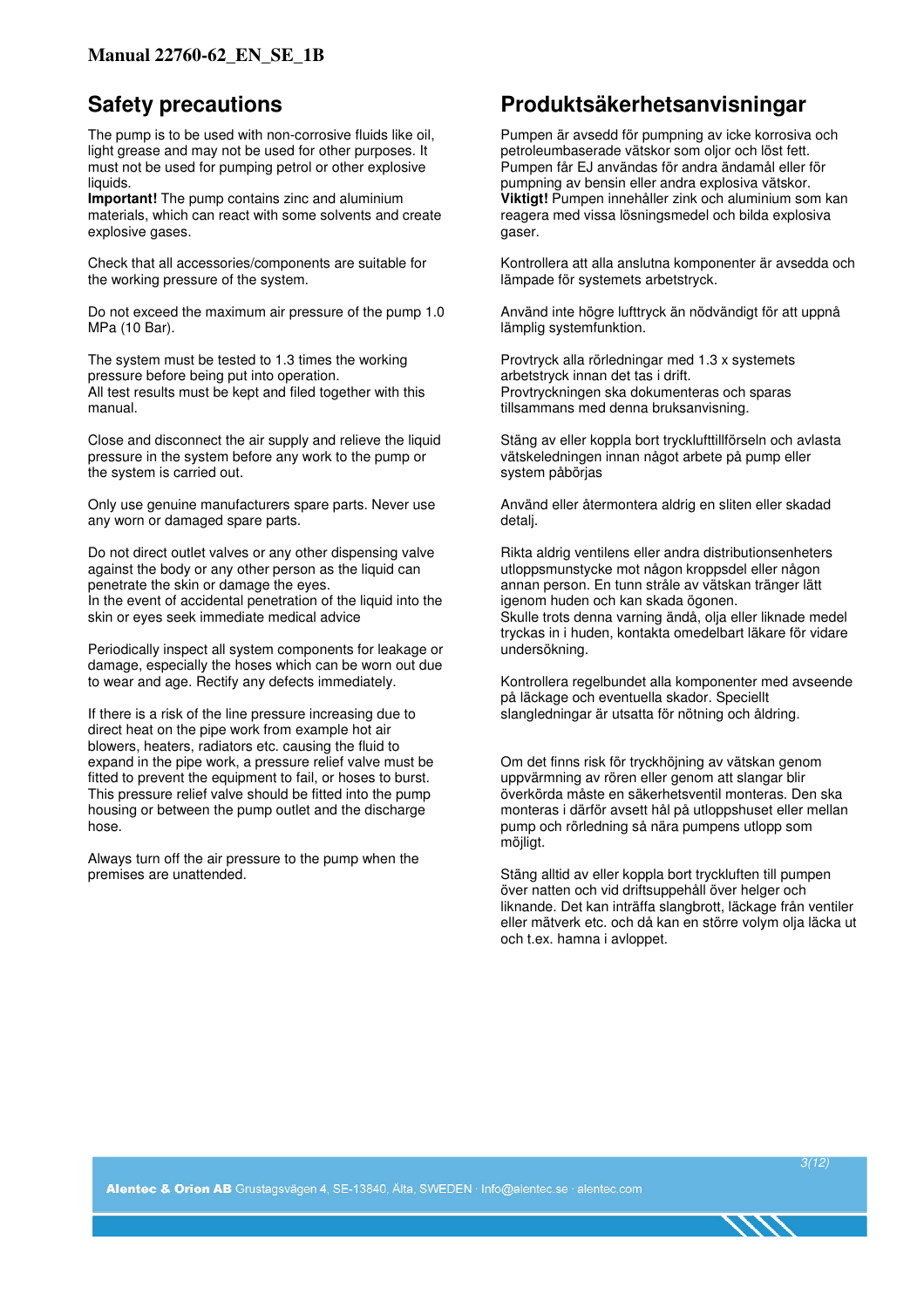## Safety precautions

The pump is to be used with non-corrosive fluids like oil, light grease and may not be used for other purposes. It must not be used for pumping petrol or other explosive liquids.
**Important!** The pump contains zinc and aluminium materials, which can react with some solvents and create explosive gases.

Check that all accessories/components are suitable for the working pressure of the system.

Do not exceed the maximum air pressure of the pump 1.0 MPa (10 Bar).

The system must be tested to 1.3 times the working pressure before being put into operation.
All test results must be kept and filed together with this manual.

Close and disconnect the air supply and relieve the liquid pressure in the system before any work to the pump or the system is carried out.

Only use genuine manufacturers spare parts. Never use any worn or damaged spare parts.

Do not direct outlet valves or any other dispensing valve against the body or any other person as the liquid can penetrate the skin or damage the eyes.
In the event of accidental penetration of the liquid into the skin or eyes seek immediate medical advice

Periodically inspect all system components for leakage or damage, especially the hoses which can be worn out due to wear and age. Rectify any defects immediately.

If there is a risk of the line pressure increasing due to direct heat on the pipe work from example hot air blowers, heaters, radiators etc. causing the fluid to expand in the pipe work, a pressure relief valve must be fitted to prevent the equipment to fail, or hoses to burst. This pressure relief valve should be fitted into the pump housing or between the pump outlet and the discharge hose.

Always turn off the air pressure to the pump when the premises are unattended.

## Produktsäkerhetsanvisningar

Pumpen är avsedd för pumpning av icke korrosiva och petroleumbaserade vätskor som oljor och löst fett. Pumpen får EJ användas för andra ändamål eller för pumpning av bensin eller andra explosiva vätskor.
**Viktigt!** Pumpen innehåller zink och aluminium som kan reagera med vissa lösningsmedel och bilda explosiva gaser.

Kontrollera att alla anslutna komponenter är avsedda och lämpade för systemets arbetstryck.

Använd inte högre lufttryck än nödvändigt för att uppnå lämplig systemfunktion.

Provtryck alla rörledningar med 1.3 x systemets arbetstryck innan det tas i drift.
Provtryckningen ska dokumenteras och sparas tillsammans med denna bruksanvisning.

Stäng av eller koppla bort tryckluftstillförseln och avlasta vätskeledningen innan något arbete på pump eller system påbörjas

Använd eller återmontera aldrig en sliten eller skadad detalj.

Rikta aldrig ventilens eller andra distributionsenheters utloppsmunstycke mot någon kroppsdel eller någon annan person. En tunn stråle av vätskan tränger lätt igenom huden och kan skada ögonen.
Skulle trots denna varning ändå, olja eller liknade medel tryckas in i huden, kontakta omedelbart läkare för vidare undersökning.

Kontrollera regelbundet alla komponenter med avseende på läckage och eventuella skador. Speciellt slangledningar är utsatta för nötning och åldring.

Om det finns risk för tryckhöjning av vätskan genom uppvärmning av rören eller genom att slangar blir överkörda måste en säkerhetsventil monteras. Den ska monteras i därför avsett hål på utloppshuset eller mellan pump och rörledning så nära pumpens utlopp som möjligt.

Stäng alltid av eller koppla bort tryckluften till pumpen över natten och vid driftsuppehåll över helger och liknande. Det kan inträffa slangbrott, läckage från ventiler eller mätverk etc. och då kan en större volym olja läcka ut och t.ex. hamna i avloppet.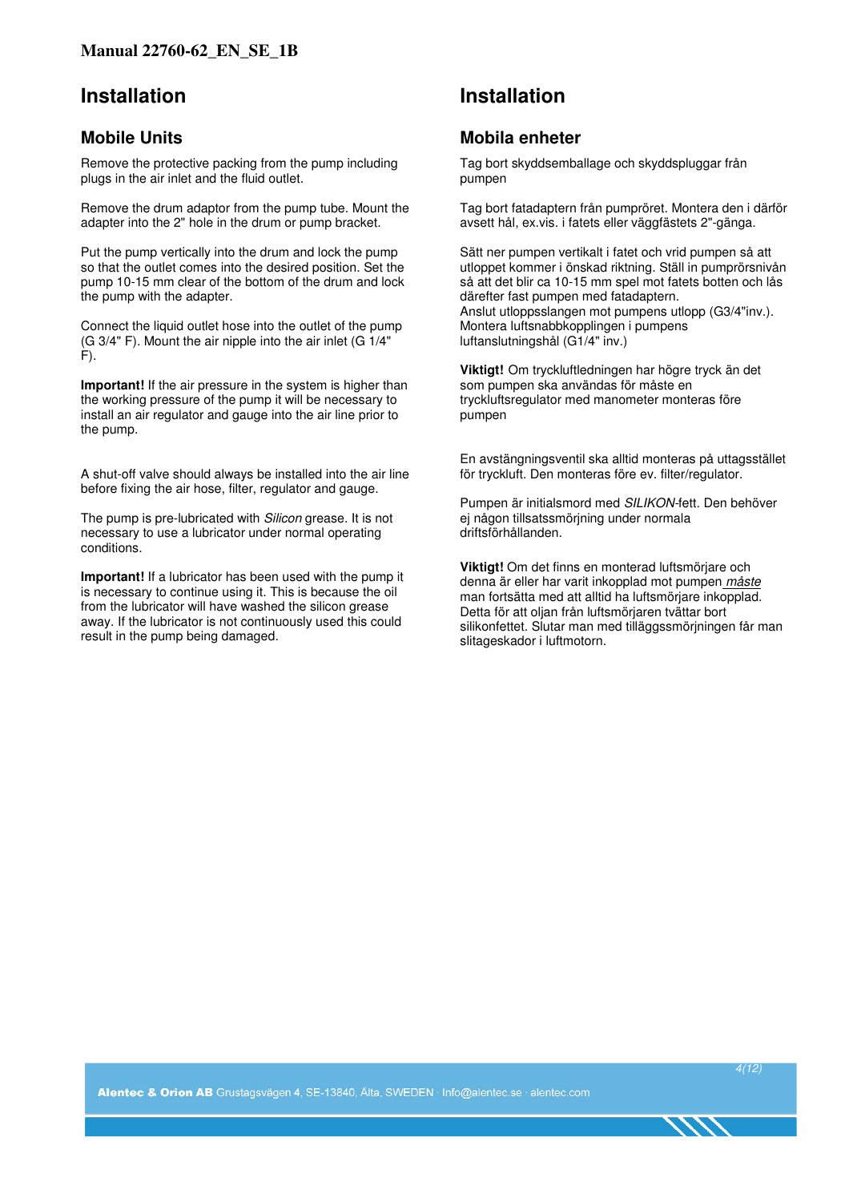# Installation

## Mobile Units

Remove the protective packing from the pump including plugs in the air inlet and the fluid outlet.

Remove the drum adaptor from the pump tube. Mount the adapter into the 2" hole in the drum or pump bracket.

Put the pump vertically into the drum and lock the pump so that the outlet comes into the desired position. Set the pump 10-15 mm clear of the bottom of the drum and lock the pump with the adapter.

Connect the liquid outlet hose into the outlet of the pump (G 3/4" F). Mount the air nipple into the air inlet (G 1/4" F).

**Important!** If the air pressure in the system is higher than the working pressure of the pump it will be necessary to install an air regulator and gauge into the air line prior to the pump.

A shut-off valve should always be installed into the air line before fixing the air hose, filter, regulator and gauge.

The pump is pre-lubricated with *Silicon* grease. It is not necessary to use a lubricator under normal operating conditions.

**Important!** If a lubricator has been used with the pump it is necessary to continue using it. This is because the oil from the lubricator will have washed the silicon grease away. If the lubricator is not continuously used this could result in the pump being damaged.

# Installation

## Mobila enheter

Tag bort skyddsemballage och skyddspluggar från pumpen

Tag bort fatadaptern från pumpröret. Montera den i därför avsett hål, ex.vis. i fatets eller väggfästets 2"-gänga.

Sätt ner pumpen vertikalt i fatet och vrid pumpen så att utloppet kommer i önskad riktning. Ställ in pumprörsnivån så att det blir ca 10-15 mm spel mot fatets botten och lås därefter fast pumpen med fatadaptern.
Anslut utloppsslangen mot pumpens utlopp (G3/4"inv.).
Montera luftsnabbkopplingen i pumpens luftanslutningshål (G1/4" inv.)

**Viktigt!** Om tryckluftledningen har högre tryck än det som pumpen ska användas för måste en tryckluftsregulator med manometer monteras före pumpen

En avstängningsventil ska alltid monteras på uttagsstället för tryckluft. Den monteras före ev. filter/regulator.

Pumpen är initialsmord med *SILIKON*-fett. Den behöver ej någon tillsatssmörjning under normala driftsförhållanden.

**Viktigt!** Om det finns en monterad luftsmörjare och denna är eller har varit inkopplad mot pumpen ***måste*** man fortsätta med att alltid ha luftsmörjare inkopplad. Detta för att oljan från luftsmörjaren tvättar bort silikonfettet. Slutar man med tilläggssmörjningen får man slitageskador i luftmotorn.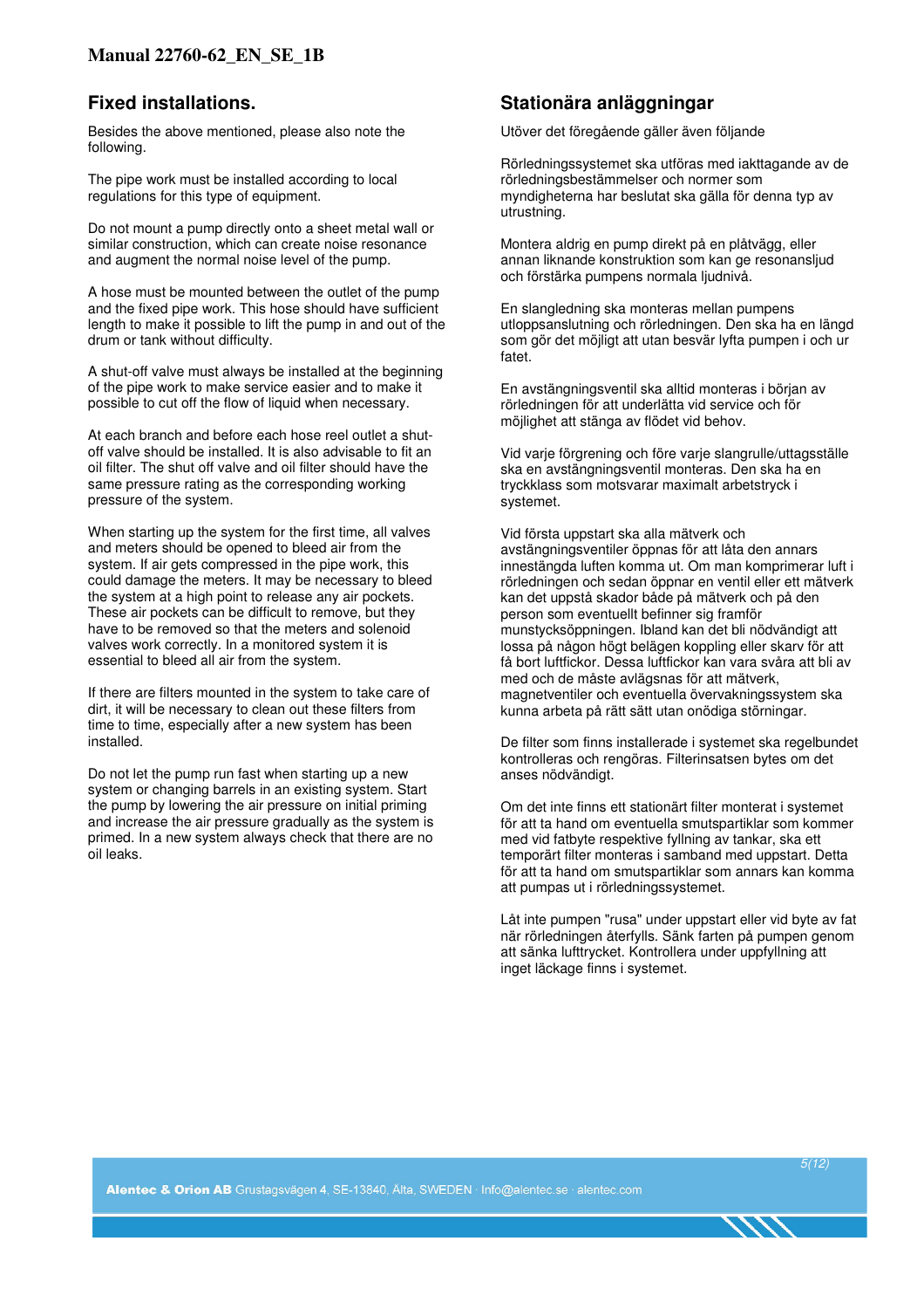## Fixed installations.

Besides the above mentioned, please also note the following.

The pipe work must be installed according to local regulations for this type of equipment.

Do not mount a pump directly onto a sheet metal wall or similar construction, which can create noise resonance and augment the normal noise level of the pump.

A hose must be mounted between the outlet of the pump and the fixed pipe work. This hose should have sufficient length to make it possible to lift the pump in and out of the drum or tank without difficulty.

A shut-off valve must always be installed at the beginning of the pipe work to make service easier and to make it possible to cut off the flow of liquid when necessary.

At each branch and before each hose reel outlet a shut-off valve should be installed. It is also advisable to fit an oil filter. The shut off valve and oil filter should have the same pressure rating as the corresponding working pressure of the system.

When starting up the system for the first time, all valves and meters should be opened to bleed air from the system. If air gets compressed in the pipe work, this could damage the meters. It may be necessary to bleed the system at a high point to release any air pockets. These air pockets can be difficult to remove, but they have to be removed so that the meters and solenoid valves work correctly. In a monitored system it is essential to bleed all air from the system.

If there are filters mounted in the system to take care of dirt, it will be necessary to clean out these filters from time to time, especially after a new system has been installed.

Do not let the pump run fast when starting up a new system or changing barrels in an existing system. Start the pump by lowering the air pressure on initial priming and increase the air pressure gradually as the system is primed. In a new system always check that there are no oil leaks.

## Stationära anläggningar

Utöver det föregående gäller även följande

Rörledningssystemet ska utföras med iakttagande av de rörledningsbestämmelser och normer som myndigheterna har beslutat ska gälla för denna typ av utrustning.

Montera aldrig en pump direkt på en plåtvägg, eller annan liknande konstruktion som kan ge resonansljud och förstärka pumpens normala ljudnivå.

En slangledning ska monteras mellan pumpens utloppsanslutning och rörledningen. Den ska ha en längd som gör det möjligt att utan besvär lyfta pumpen i och ur fatet.

En avstängningsventil ska alltid monteras i början av rörledningen för att underlätta vid service och för möjlighet att stänga av flödet vid behov.

Vid varje förgrening och före varje slangrulle/uttagsställe ska en avstängningsventil monteras. Den ska ha en tryckklass som motsvarar maximalt arbetstryck i systemet.

Vid första uppstart ska alla mätverk och avstängningsventiler öppnas för att låta den annars innestängda luften komma ut. Om man komprimerar luft i rörledningen och sedan öppnar en ventil eller ett mätverk kan det uppstå skador både på mätverk och på den person som eventuellt befinner sig framför munstycksöppningen. Ibland kan det bli nödvändigt att lossa på någon högt belägen koppling eller skarv för att få bort luftfickor. Dessa luftfickor kan vara svåra att bli av med och de måste avlägsnas för att mätverk, magnetventiler och eventuella övervakningssystem ska kunna arbeta på rätt sätt utan onödiga störningar.

De filter som finns installerade i systemet ska regelbundet kontrolleras och rengöras. Filterinsatsen bytes om det anses nödvändigt.

Om det inte finns ett stationärt filter monterat i systemet för att ta hand om eventuella smutspartiklar som kommer med vid fatbyte respektive fyllning av tankar, ska ett temporärt filter monteras i samband med uppstart. Detta för att ta hand om smutspartiklar som annars kan komma att pumpas ut i rörledningssystemet.

Låt inte pumpen "rusa" under uppstart eller vid byte av fat när rörledningen återfylls. Sänk farten på pumpen genom att sänka lufttrycket. Kontrollera under uppfyllning att inget läckage finns i systemet.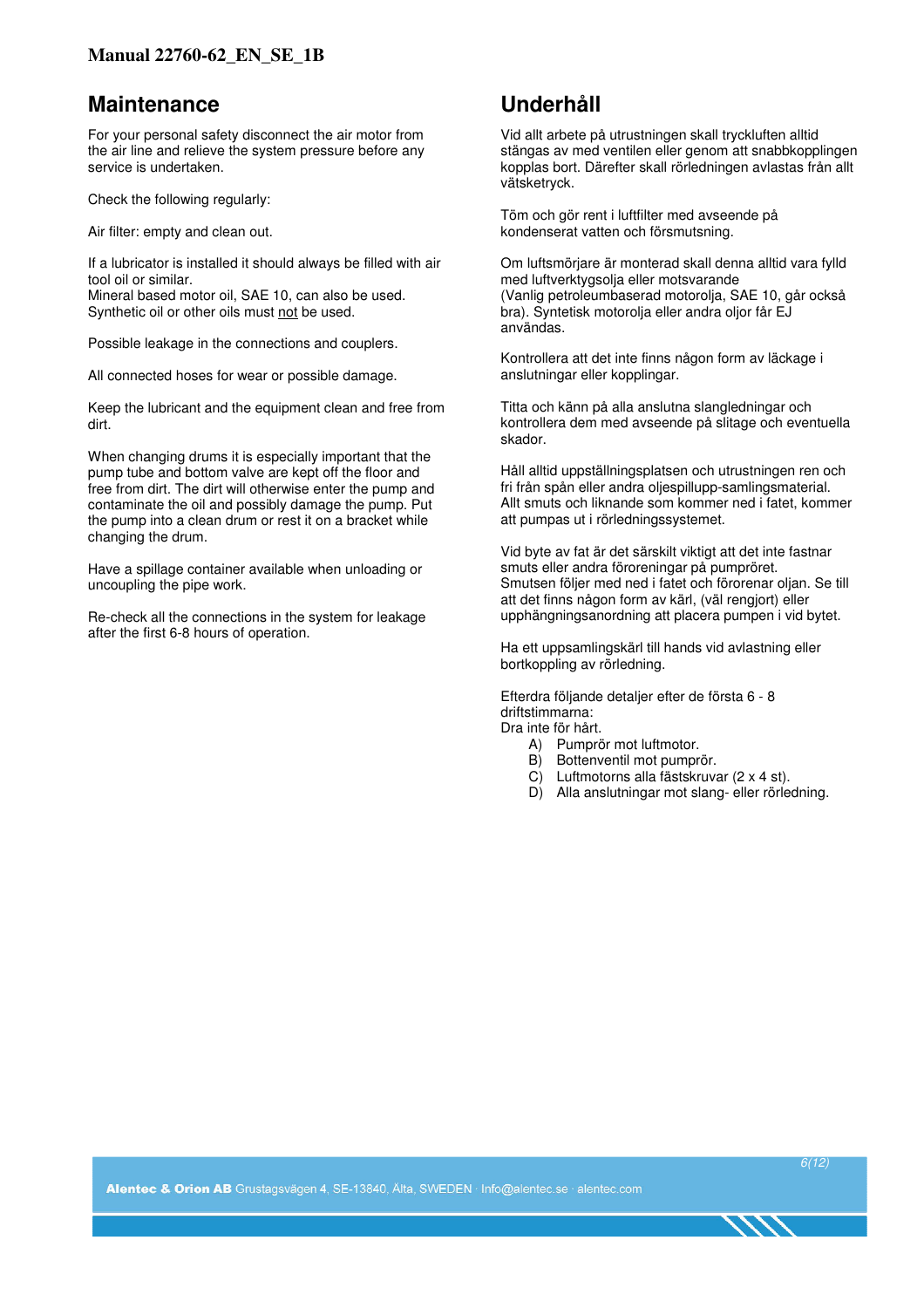## Maintenance

For your personal safety disconnect the air motor from the air line and relieve the system pressure before any service is undertaken.

Check the following regularly:

Air filter: empty and clean out.

If a lubricator is installed it should always be filled with air tool oil or similar.
Mineral based motor oil, SAE 10, can also be used.
Synthetic oil or other oils must not be used.

Possible leakage in the connections and couplers.

All connected hoses for wear or possible damage.

Keep the lubricant and the equipment clean and free from dirt.

When changing drums it is especially important that the pump tube and bottom valve are kept off the floor and free from dirt. The dirt will otherwise enter the pump and contaminate the oil and possibly damage the pump. Put the pump into a clean drum or rest it on a bracket while changing the drum.

Have a spillage container available when unloading or uncoupling the pipe work.

Re-check all the connections in the system for leakage after the first 6-8 hours of operation.

## Underhåll

Vid allt arbete på utrustningen skall tryckluften alltid stängas av med ventilen eller genom att snabbkopplingen kopplas bort. Därefter skall rörledningen avlastas från allt vätsketryck.

Töm och gör rent i luftfilter med avseende på kondenserat vatten och försmutsning.

Om luftsmörjare är monterad skall denna alltid vara fylld med luftverktygsolja eller motsvarande
(Vanlig petroleumbaserad motorolja, SAE 10, går också bra). Syntetisk motorolja eller andra oljor får EJ användas.

Kontrollera att det inte finns någon form av läckage i anslutningar eller kopplingar.

Titta och känn på alla anslutna slangledningar och kontrollera dem med avseende på slitage och eventuella skador.

Håll alltid uppställningsplatsen och utrustningen ren och fri från spån eller andra oljespillupp-samlingsmaterial.
Allt smuts och liknande som kommer ned i fatet, kommer att pumpas ut i rörledningssystemet.

Vid byte av fat är det särskilt viktigt att det inte fastnar smuts eller andra föroreningar på pumpröret.
Smutsen följer med ned i fatet och förorenar oljan. Se till att det finns någon form av kärl, (väl rengjort) eller upphängningsanordning att placera pumpen i vid bytet.

Ha ett uppsamlingskärl till hands vid avlastning eller bortkoppling av rörledning.

Efterdra följande detaljer efter de första 6 - 8 driftstimmarna:
Dra inte för hårt.

A) Pumprör mot luftmotor.
B) Bottenventil mot pumprör.
C) Luftmotorns alla fästskruvar (2 x 4 st).
D) Alla anslutningar mot slang- eller rörledning.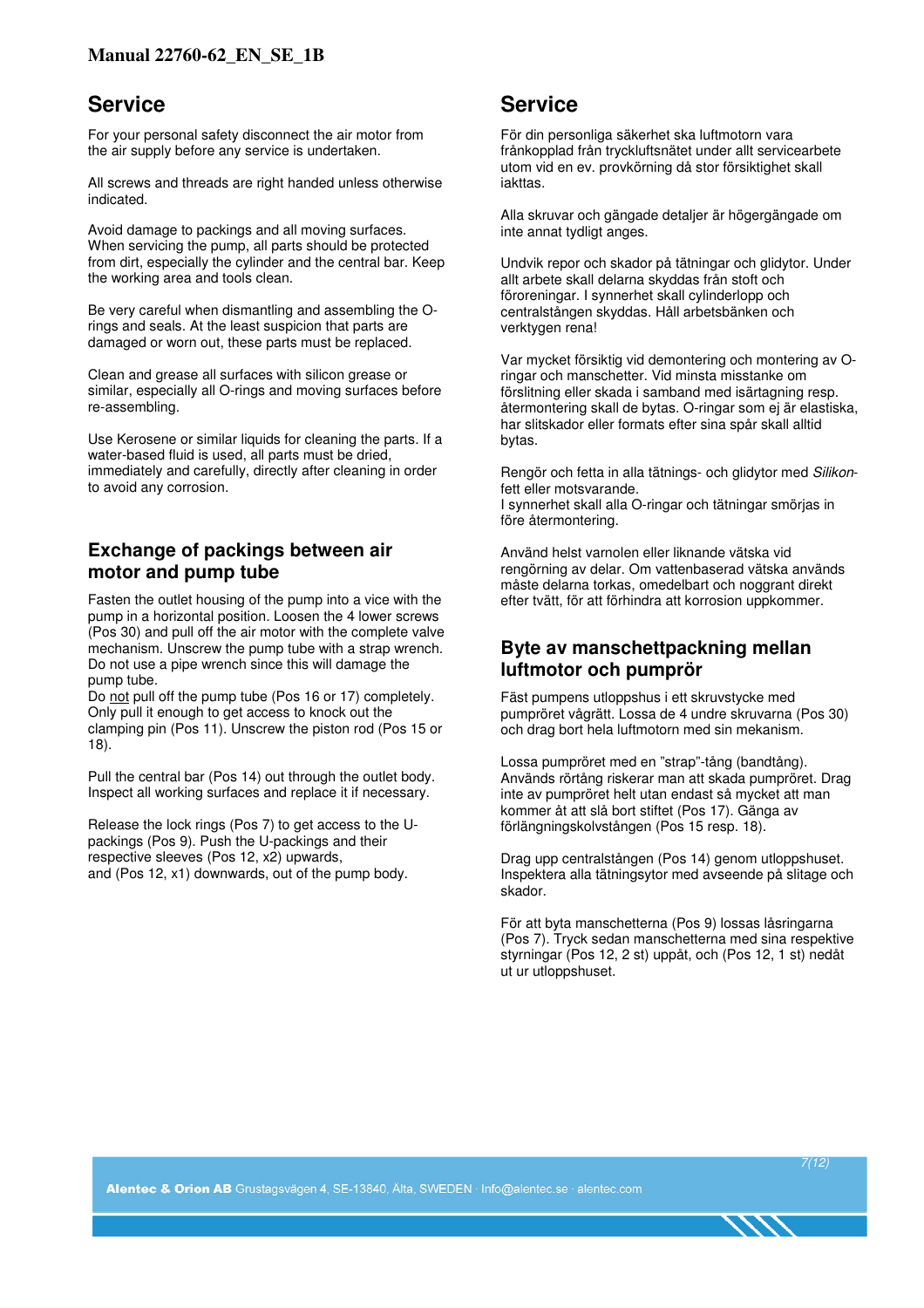# Service

For your personal safety disconnect the air motor from the air supply before any service is undertaken.

All screws and threads are right handed unless otherwise indicated.

Avoid damage to packings and all moving surfaces. When servicing the pump, all parts should be protected from dirt, especially the cylinder and the central bar. Keep the working area and tools clean.

Be very careful when dismantling and assembling the O-rings and seals. At the least suspicion that parts are damaged or worn out, these parts must be replaced.

Clean and grease all surfaces with silicon grease or similar, especially all O-rings and moving surfaces before re-assembling.

Use Kerosene or similar liquids for cleaning the parts. If a water-based fluid is used, all parts must be dried, immediately and carefully, directly after cleaning in order to avoid any corrosion.

## Exchange of packings between air motor and pump tube

Fasten the outlet housing of the pump into a vice with the pump in a horizontal position. Loosen the 4 lower screws (Pos 30) and pull off the air motor with the complete valve mechanism. Unscrew the pump tube with a strap wrench. Do not use a pipe wrench since this will damage the pump tube.
Do not pull off the pump tube (Pos 16 or 17) completely. Only pull it enough to get access to knock out the clamping pin (Pos 11). Unscrew the piston rod (Pos 15 or 18).

Pull the central bar (Pos 14) out through the outlet body. Inspect all working surfaces and replace it if necessary.

Release the lock rings (Pos 7) to get access to the U-packings (Pos 9). Push the U-packings and their respective sleeves (Pos 12, x2) upwards,
and (Pos 12, x1) downwards, out of the pump body.

# Service

För din personliga säkerhet ska luftmotorn vara frånkopplad från tryckluftsnätet under allt servicearbete utom vid en ev. provkörning då stor försiktighet skall iakttas.

Alla skruvar och gängade detaljer är högergängade om inte annat tydligt anges.

Undvik repor och skador på tätningar och glidytor. Under allt arbete skall delarna skyddas från stoft och föroreningar. I synnerhet skall cylinderlopp och centralstången skyddas. Håll arbetsbänken och verktygen rena!

Var mycket försiktig vid demontering och montering av O-ringar och manschetter. Vid minsta misstanke om förslitning eller skada i samband med isärtagning resp. återmontering skall de bytas. O-ringar som ej är elastiska, har slitskador eller formats efter sina spår skall alltid bytas.

Rengör och fetta in alla tätnings- och glidytor med *Silikon*-fett eller motsvarande.
I synnerhet skall alla O-ringar och tätningar smörjas in före återmontering.

Använd helst varnolen eller liknande vätska vid rengörning av delar. Om vattenbaserad vätska används måste delarna torkas, omedelbart och noggrant direkt efter tvätt, för att förhindra att korrosion uppkommer.

## Byte av manschettpackning mellan luftmotor och pumprör

Fäst pumpens utloppshus i ett skruvstycke med pumpröret vågrätt. Lossa de 4 undre skruvarna (Pos 30) och drag bort hela luftmotorn med sin mekanism.

Lossa pumpröret med en ”strap”-tång (bandtång). Används rörtång riskerar man att skada pumpröret. Drag inte av pumpröret helt utan endast så mycket att man kommer åt att slå bort stiftet (Pos 17). Gänga av förlängningskolvstången (Pos 15 resp. 18).

Drag upp centralstången (Pos 14) genom utloppshuset. Inspektera alla tätningsytor med avseende på slitage och skador.

För att byta manschetterna (Pos 9) lossas låsringarna (Pos 7). Tryck sedan manschetterna med sina respektive styrningar (Pos 12, 2 st) uppåt, och (Pos 12, 1 st) nedåt ut ur utloppshuset.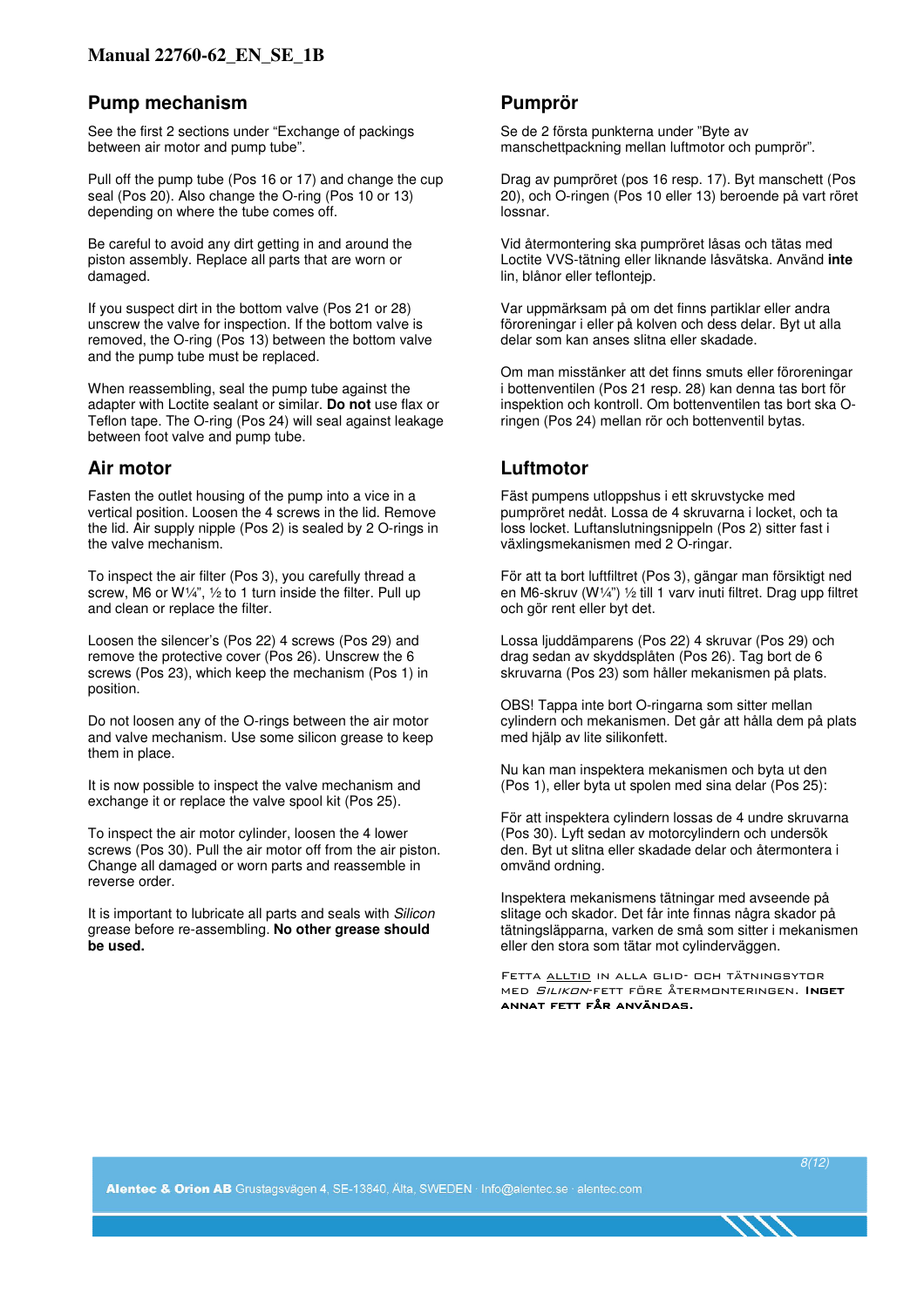## Pump mechanism

See the first 2 sections under "Exchange of packings between air motor and pump tube".

Pull off the pump tube (Pos 16 or 17) and change the cup seal (Pos 20). Also change the O-ring (Pos 10 or 13) depending on where the tube comes off.

Be careful to avoid any dirt getting in and around the piston assembly. Replace all parts that are worn or damaged.

If you suspect dirt in the bottom valve (Pos 21 or 28) unscrew the valve for inspection. If the bottom valve is removed, the O-ring (Pos 13) between the bottom valve and the pump tube must be replaced.

When reassembling, seal the pump tube against the adapter with Loctite sealant or similar. **Do not** use flax or Teflon tape. The O-ring (Pos 24) will seal against leakage between foot valve and pump tube.

## Air motor

Fasten the outlet housing of the pump into a vice in a vertical position. Loosen the 4 screws in the lid. Remove the lid. Air supply nipple (Pos 2) is sealed by 2 O-rings in the valve mechanism.

To inspect the air filter (Pos 3), you carefully thread a screw, M6 or W¼", ½ to 1 turn inside the filter. Pull up and clean or replace the filter.

Loosen the silencer's (Pos 22) 4 screws (Pos 29) and remove the protective cover (Pos 26). Unscrew the 6 screws (Pos 23), which keep the mechanism (Pos 1) in position.

Do not loosen any of the O-rings between the air motor and valve mechanism. Use some silicon grease to keep them in place.

It is now possible to inspect the valve mechanism and exchange it or replace the valve spool kit (Pos 25).

To inspect the air motor cylinder, loosen the 4 lower screws (Pos 30). Pull the air motor off from the air piston. Change all damaged or worn parts and reassemble in reverse order.

It is important to lubricate all parts and seals with *Silicon* grease before re-assembling. **No other grease should be used.**

## Pumprör

Se de 2 första punkterna under "Byte av manschettpackning mellan luftmotor och pumprör".

Drag av pumpröret (pos 16 resp. 17). Byt manschett (Pos 20), och O-ringen (Pos 10 eller 13) beroende på vart röret lossnar.

Vid återmontering ska pumpröret låsas och tätas med Loctite VVS-tätning eller liknande låsvätska. Använd **inte** lin, blånor eller teflontejp.

Var uppmärksam på om det finns partiklar eller andra föroreningar i eller på kolven och dess delar. Byt ut alla delar som kan anses slitna eller skadade.

Om man misstänker att det finns smuts eller föroreningar i bottenventilen (Pos 21 resp. 28) kan denna tas bort för inspektion och kontroll. Om bottenventilen tas bort ska O-ringen (Pos 24) mellan rör och bottenventil bytas.

## Luftmotor

Fäst pumpens utloppshus i ett skruvstycke med pumpröret nedåt. Lossa de 4 skruvarna i locket, och ta loss locket. Luftanslutningsnippeln (Pos 2) sitter fast i växlingsmekanismen med 2 O-ringar.

För att ta bort luftfiltret (Pos 3), gängar man försiktigt ned en M6-skruv (W¼") ½ till 1 varv inuti filtret. Drag upp filtret och gör rent eller byt det.

Lossa ljuddämparens (Pos 22) 4 skruvar (Pos 29) och drag sedan av skyddsplåten (Pos 26). Tag bort de 6 skruvarna (Pos 23) som håller mekanismen på plats.

OBS! Tappa inte bort O-ringarna som sitter mellan cylindern och mekanismen. Det går att hålla dem på plats med hjälp av lite silikonfett.

Nu kan man inspektera mekanismen och byta ut den (Pos 1), eller byta ut spolen med sina delar (Pos 25):

För att inspektera cylindern lossas de 4 undre skruvarna (Pos 30). Lyft sedan av motorcylindern och undersök den. Byt ut slitna eller skadade delar och återmontera i omvänd ordning.

Inspektera mekanismens tätningar med avseende på slitage och skador. Det får inte finnas några skador på tätningsläpparna, varken de små som sitter i mekanismen eller den stora som tätar mot cylinderväggen.

FETTA ALLTID IN ALLA GLID- OCH TÄTNINGSYTOR MED *SILIKON*-FETT FÖRE ÅTERMONTERINGEN. **INGET ANNAT FETT FÅR ANVÄNDAS.**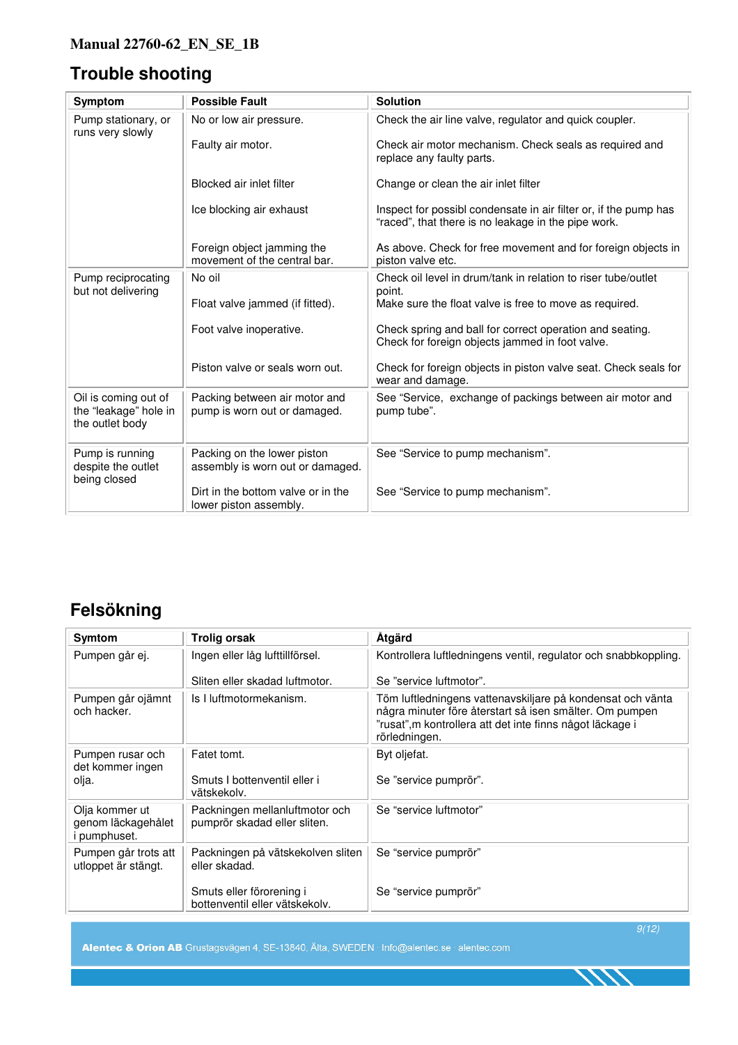# Trouble shooting

| Symptom | Possible Fault | Solution |
|---|---|---|
| Pump stationary, or runs very slowly | No or low air pressure. | Check the air line valve, regulator and quick coupler. |
| | Faulty air motor. | Check air motor mechanism. Check seals as required and replace any faulty parts. |
| | Blocked air inlet filter | Change or clean the air inlet filter |
| | Ice blocking air exhaust | Inspect for possibl condensate in air filter or, if the pump has "raced", that there is no leakage in the pipe work. |
| | Foreign object jamming the movement of the central bar. | As above. Check for free movement and for foreign objects in piston valve etc. |
| Pump reciprocating but not delivering | No oil | Check oil level in drum/tank in relation to riser tube/outlet point. |
| | Float valve jammed (if fitted). | Make sure the float valve is free to move as required. |
| | Foot valve inoperative. | Check spring and ball for correct operation and seating. Check for foreign objects jammed in foot valve. |
| | Piston valve or seals worn out. | Check for foreign objects in piston valve seat. Check seals for wear and damage. |
| Oil is coming out of the "leakage" hole in the outlet body | Packing between air motor and pump is worn out or damaged. | See "Service, exchange of packings between air motor and pump tube". |
| Pump is running despite the outlet being closed | Packing on the lower piston assembly is worn out or damaged. | See "Service to pump mechanism". |
| | Dirt in the bottom valve or in the lower piston assembly. | See "Service to pump mechanism". |

# Felsökning

| Symtom | Trolig orsak | Åtgärd |
|---|---|---|
| Pumpen går ej. | Ingen eller låg lufttillförsel. | Kontrollera luftledningens ventil, regulator och snabbkoppling. |
| | Sliten eller skadad luftmotor. | Se "service luftmotor". |
| Pumpen går ojämnt och hacker. | Is I luftmotormekanism. | Töm luftledningens vattenavskiljare på kondensat och vänta några minuter före återstart så isen smälter. Om pumpen "rusat",m kontrollera att det inte finns något läckage i rörledningen. |
| Pumpen rusar och det kommer ingen olja. | Fatet tomt. | Byt oljefat. |
| | Smuts I bottenventil eller i vätskekolv. | Se "service pumprör". |
| Olja kommer ut genom läckagehålet i pumphuset. | Packningen mellanluftmotor och pumprör skadad eller sliten. | Se "service luftmotor" |
| Pumpen går trots att utloppet är stängt. | Packningen på vätskekolven sliten eller skadad. | Se "service pumprör" |
| | Smuts eller förorening i bottenventil eller vätskekolv. | Se "service pumprör" |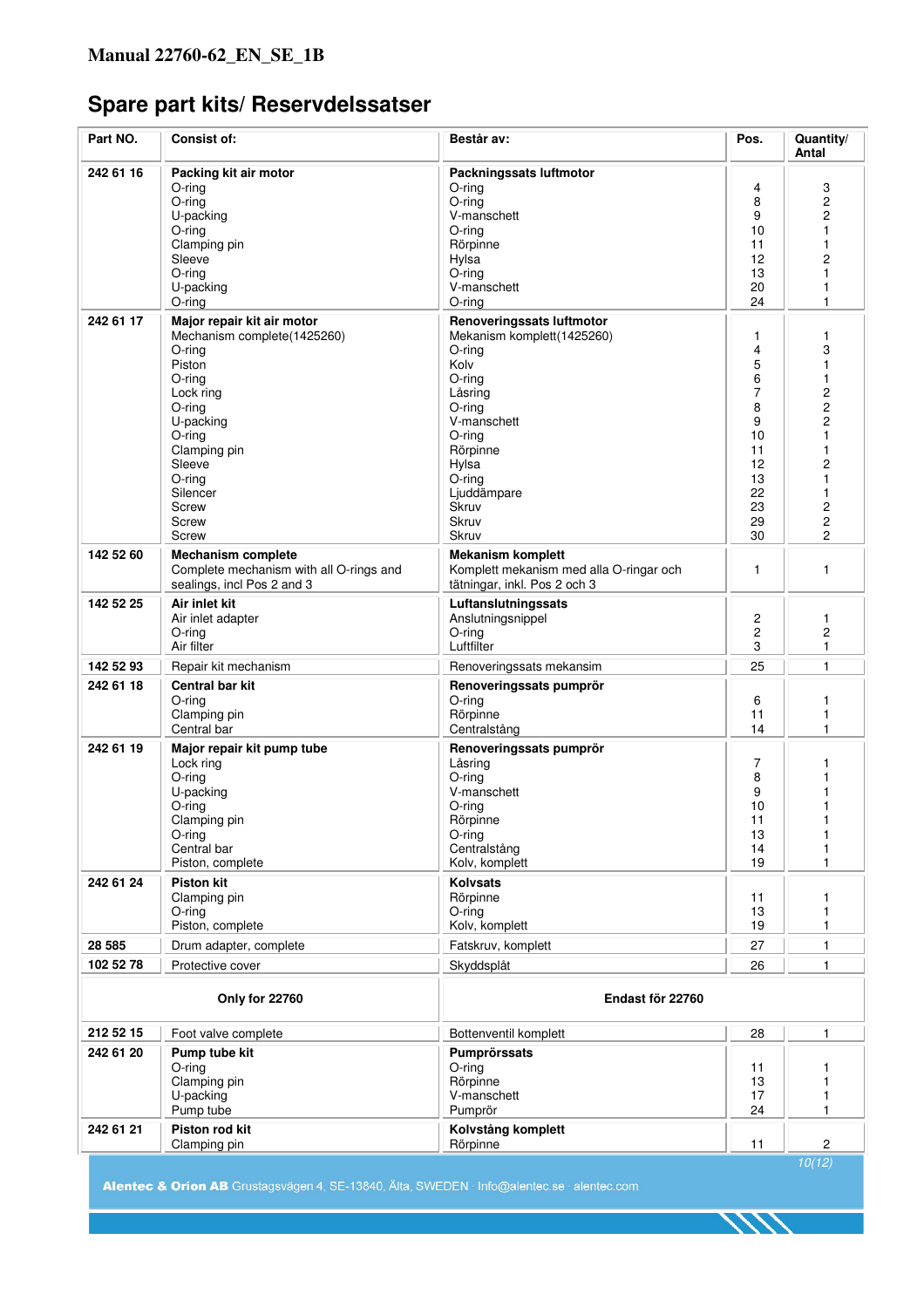**Manual 22760-62_EN_SE_1B**

# Spare part kits/ Reservdelssatser

| Part NO. | Consist of: | Består av: | Pos. | Quantity/ Antal |
|---|---|---|---|---|
| 242 61 16 | **Packing kit air motor** | **Packningssats luftmotor** | | |
| | O-ring | O-ring | 4 | 3 |
| | O-ring | O-ring | 8 | 2 |
| | U-packing | V-manschett | 9 | 2 |
| | O-ring | O-ring | 10 | 1 |
| | Clamping pin | Rörpinne | 11 | 1 |
| | Sleeve | Hylsa | 12 | 2 |
| | O-ring | O-ring | 13 | 1 |
| | U-packing | V-manschett | 20 | 1 |
| | O-ring | O-ring | 24 | 1 |
| 242 61 17 | **Major repair kit air motor** | **Renoveringssats luftmotor** | | |
| | Mechanism complete(1425260) | Mekanism komplett(1425260) | 1 | 1 |
| | O-ring | O-ring | 4 | 3 |
| | Piston | Kolv | 5 | 1 |
| | O-ring | O-ring | 6 | 1 |
| | Lock ring | Låsring | 7 | 2 |
| | O-ring | O-ring | 8 | 2 |
| | U-packing | V-manschett | 9 | 2 |
| | O-ring | O-ring | 10 | 1 |
| | Clamping pin | Rörpinne | 11 | 1 |
| | Sleeve | Hylsa | 12 | 2 |
| | O-ring | O-ring | 13 | 1 |
| | Silencer | Ljuddämpare | 22 | 1 |
| | Screw | Skruv | 23 | 2 |
| | Screw | Skruv | 29 | 2 |
| | Screw | Skruv | 30 | 2 |
| 142 52 60 | **Mechanism complete** Complete mechanism with all O-rings and sealings, incl Pos 2 and 3 | **Mekanism komplett** Komplett mekanism med alla O-ringar och tätningar, inkl. Pos 2 och 3 | 1 | 1 |
| 142 52 25 | **Air inlet kit** | **Luftanslutningssats** | | |
| | Air inlet adapter | Anslutningsnippel | 2 | 1 |
| | O-ring | O-ring | 2 | 2 |
| | Air filter | Luftfilter | 3 | 1 |
| 142 52 93 | Repair kit mechanism | Renoveringssats mekansim | 25 | 1 |
| 242 61 18 | **Central bar kit** | **Renoveringssats pumprör** | | |
| | O-ring | O-ring | 6 | 1 |
| | Clamping pin | Rörpinne | 11 | 1 |
| | Central bar | Centralstång | 14 | 1 |
| 242 61 19 | **Major repair kit pump tube** | **Renoveringssats pumprör** | | |
| | Lock ring | Låsring | 7 | 1 |
| | O-ring | O-ring | 8 | 1 |
| | U-packing | V-manschett | 9 | 1 |
| | O-ring | O-ring | 10 | 1 |
| | Clamping pin | Rörpinne | 11 | 1 |
| | O-ring | O-ring | 13 | 1 |
| | Central bar | Centralstång | 14 | 1 |
| | Piston, complete | Kolv, komplett | 19 | 1 |
| 242 61 24 | **Piston kit** | **Kolvsats** | | |
| | Clamping pin | Rörpinne | 11 | 1 |
| | O-ring | O-ring | 13 | 1 |
| | Piston, complete | Kolv, komplett | 19 | 1 |
| 28 585 | Drum adapter, complete | Fatskruv, komplett | 27 | 1 |
| 102 52 78 | Protective cover | Skyddsplåt | 26 | 1 |
| | **Only for 22760** | **Endast för 22760** | | |
| 212 52 15 | Foot valve complete | Bottenventil komplett | 28 | 1 |
| 242 61 20 | **Pump tube kit** | **Pumprörssats** | | |
| | O-ring | O-ring | 11 | 1 |
| | Clamping pin | Rörpinne | 13 | 1 |
| | U-packing | V-manschett | 17 | 1 |
| | Pump tube | Pumprör | 24 | 1 |
| 242 61 21 | **Piston rod kit** | **Kolvstång komplett** | | |
| | Clamping pin | Rörpinne | 11 | 2 |

**Alentec & Orion AB** Grustagsvägen 4, SE-13840, Älta, SWEDEN · Info@alentec.se · alentec.com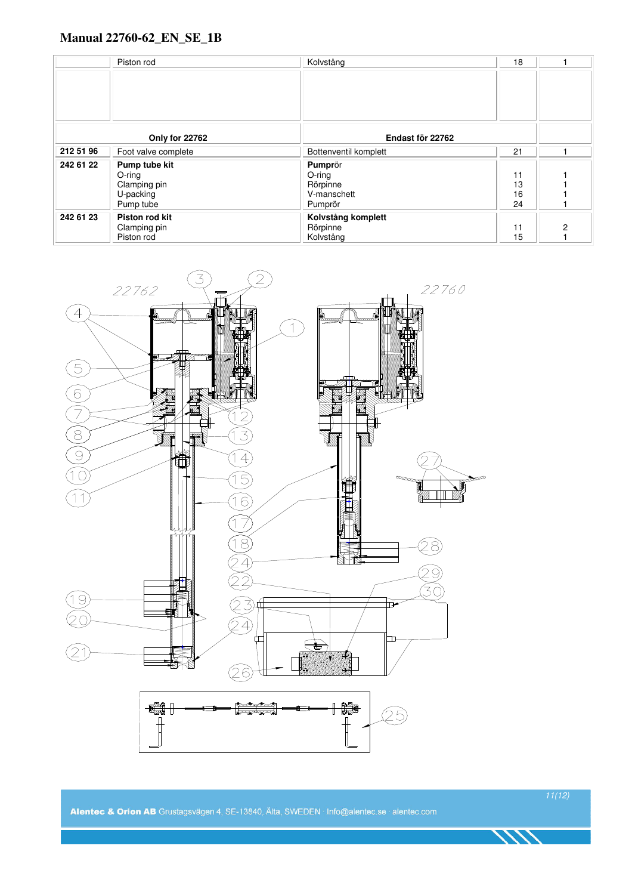| | | | | |
|---|---|---|---|---|
| | Piston rod | Kolvstång | 18 | 1 |
| | | | | |
| | **Only for 22762** | **Endast för 22762** | | |
| **212 51 96** | Foot valve complete | Bottenventil komplett | 21 | 1 |
| **242 61 22** | **Pump tube kit**<br>O-ring<br>Clamping pin<br>U-packing<br>Pump tube | **Pumprör**<br>O-ring<br>Rörpinne<br>V-manschett<br>Pumprör | <br>11<br>13<br>16<br>24 | <br>1<br>1<br>1<br>1 |
| **242 61 23** | **Piston rod kit**<br>Clamping pin<br>Piston rod | **Kolvstång komplett**<br>Rörpinne<br>Kolvstång | <br>11<br>15 | <br>2<br>1 |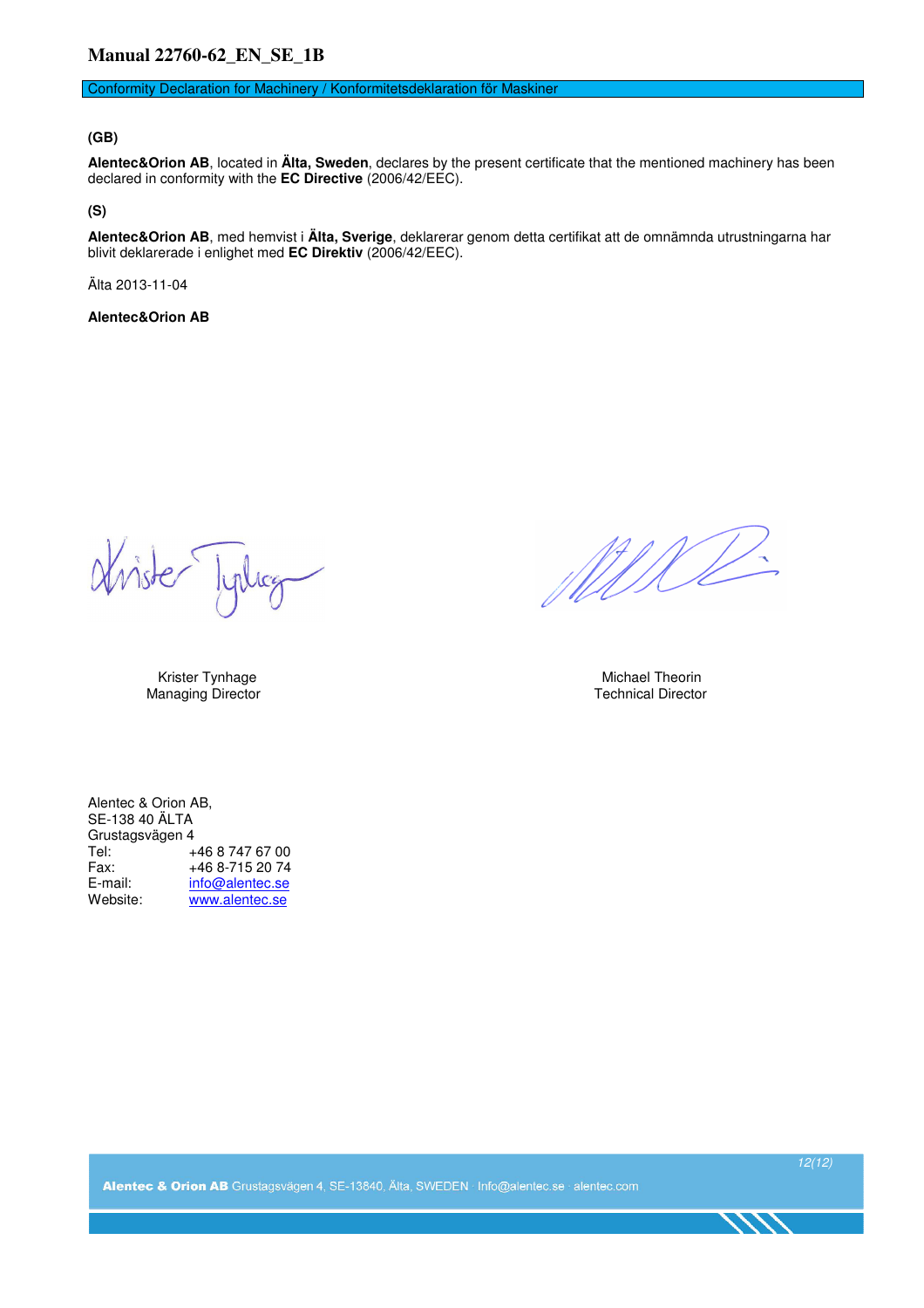## Conformity Declaration for Machinery / Konformitetsdeklaration för Maskiner

**(GB)**

**Alentec&Orion AB**, located in **Älta, Sweden**, declares by the present certificate that the mentioned machinery has been declared in conformity with the **EC Directive** (2006/42/EEC).

**(S)**

**Alentec&Orion AB**, med hemvist i **Älta, Sverige**, deklarerar genom detta certifikat att de omnämnda utrustningarna har blivit deklarerade i enlighet med **EC Direktiv** (2006/42/EEC).

Älta 2013-11-04

**Alentec&Orion AB**

Krister Tynhage
Managing Director

Michael Theorin
Technical Director

Alentec & Orion AB,
SE-138 40 ÄLTA
Grustagsvägen 4

| | |
|---|---|
| Tel: | +46 8 747 67 00 |
| Fax: | +46 8-715 20 74 |
| E-mail: | info@alentec.se |
| Website: | www.alentec.se |